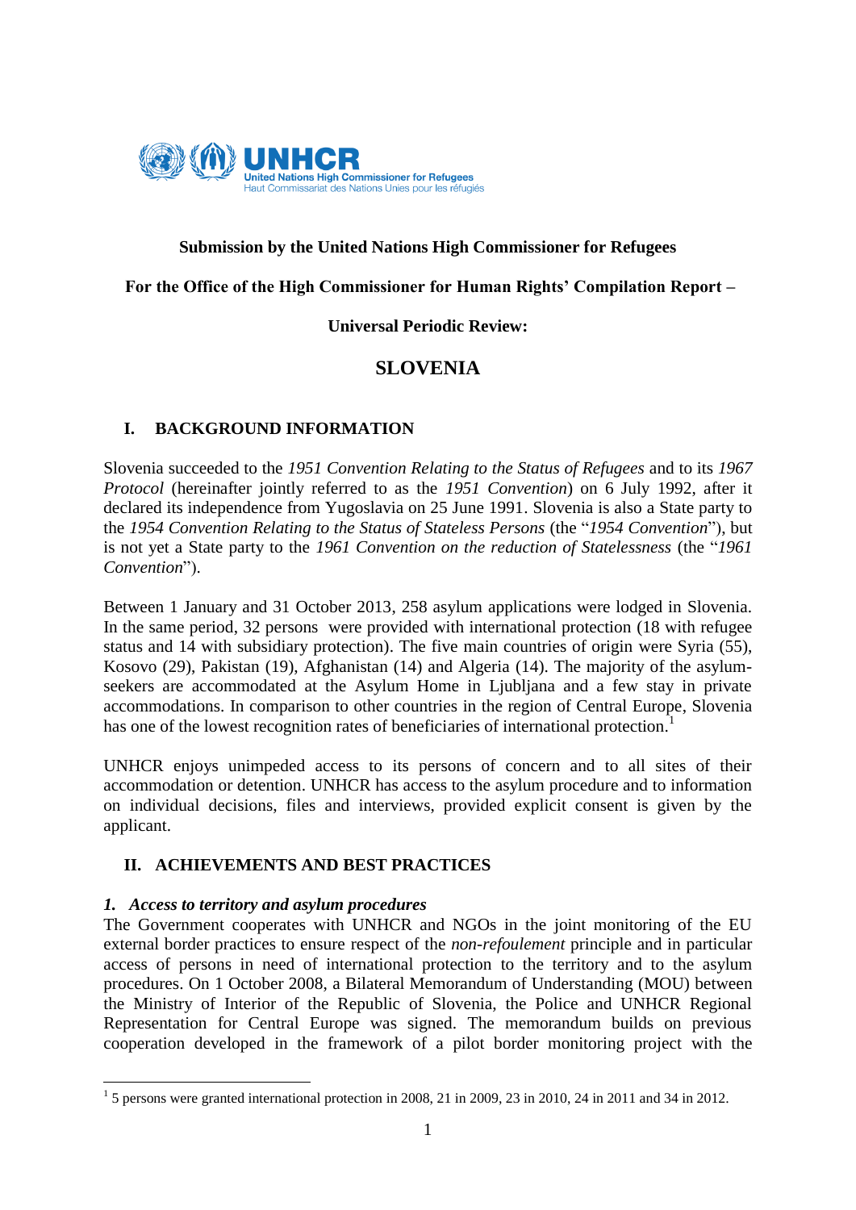UNHCR
United Nations High Commissioner for Refugees
Haut Commissariat des Nations Unies pour les réfugiés

**Submission by the United Nations High Commissioner for Refugees**

**For the Office of the High Commissioner for Human Rights' Compilation Report –**

**Universal Periodic Review:**

# SLOVENIA

## I. BACKGROUND INFORMATION

Slovenia succeeded to the *1951 Convention Relating to the Status of Refugees* and to its *1967 Protocol* (hereinafter jointly referred to as the *1951 Convention*) on 6 July 1992, after it declared its independence from Yugoslavia on 25 June 1991. Slovenia is also a State party to the *1954 Convention Relating to the Status of Stateless Persons* (the "*1954 Convention*"), but is not yet a State party to the *1961 Convention on the reduction of Statelessness* (the "*1961 Convention*").

Between 1 January and 31 October 2013, 258 asylum applications were lodged in Slovenia. In the same period, 32 persons were provided with international protection (18 with refugee status and 14 with subsidiary protection). The five main countries of origin were Syria (55), Kosovo (29), Pakistan (19), Afghanistan (14) and Algeria (14). The majority of the asylum-seekers are accommodated at the Asylum Home in Ljubljana and a few stay in private accommodations. In comparison to other countries in the region of Central Europe, Slovenia has one of the lowest recognition rates of beneficiaries of international protection.[1]

UNHCR enjoys unimpeded access to its persons of concern and to all sites of their accommodation or detention. UNHCR has access to the asylum procedure and to information on individual decisions, files and interviews, provided explicit consent is given by the applicant.

## II. ACHIEVEMENTS AND BEST PRACTICES

### *1. Access to territory and asylum procedures*

The Government cooperates with UNHCR and NGOs in the joint monitoring of the EU external border practices to ensure respect of the *non-refoulement* principle and in particular access of persons in need of international protection to the territory and to the asylum procedures. On 1 October 2008, a Bilateral Memorandum of Understanding (MOU) between the Ministry of Interior of the Republic of Slovenia, the Police and UNHCR Regional Representation for Central Europe was signed. The memorandum builds on previous cooperation developed in the framework of a pilot border monitoring project with the

[1] 5 persons were granted international protection in 2008, 21 in 2009, 23 in 2010, 24 in 2011 and 34 in 2012.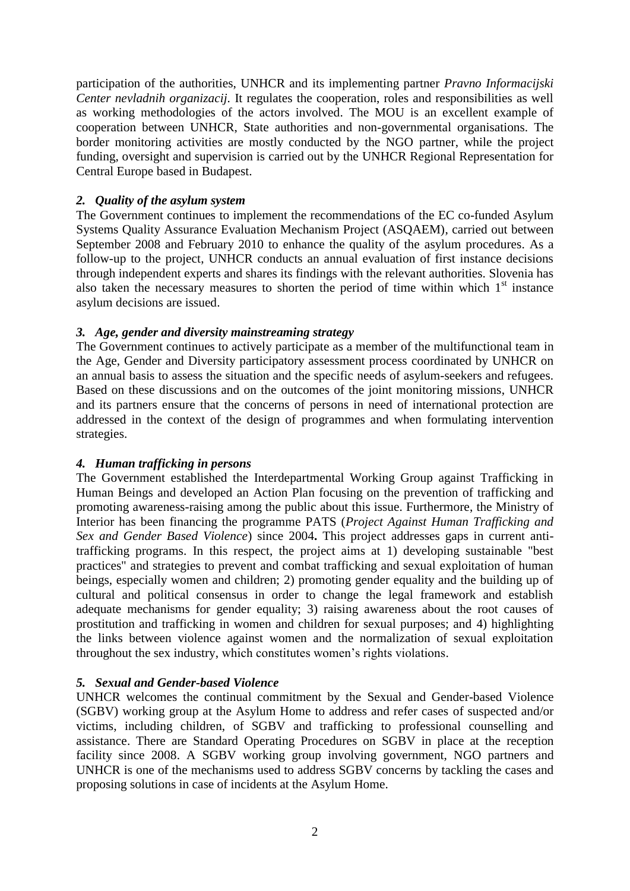participation of the authorities, UNHCR and its implementing partner *Pravno Informacijski Center nevladnih organizacij*. It regulates the cooperation, roles and responsibilities as well as working methodologies of the actors involved. The MOU is an excellent example of cooperation between UNHCR, State authorities and non-governmental organisations. The border monitoring activities are mostly conducted by the NGO partner, while the project funding, oversight and supervision is carried out by the UNHCR Regional Representation for Central Europe based in Budapest.

### *2. Quality of the asylum system*

The Government continues to implement the recommendations of the EC co-funded Asylum Systems Quality Assurance Evaluation Mechanism Project (ASQAEM), carried out between September 2008 and February 2010 to enhance the quality of the asylum procedures. As a follow-up to the project, UNHCR conducts an annual evaluation of first instance decisions through independent experts and shares its findings with the relevant authorities. Slovenia has also taken the necessary measures to shorten the period of time within which 1st instance asylum decisions are issued.

### *3. Age, gender and diversity mainstreaming strategy*

The Government continues to actively participate as a member of the multifunctional team in the Age, Gender and Diversity participatory assessment process coordinated by UNHCR on an annual basis to assess the situation and the specific needs of asylum-seekers and refugees. Based on these discussions and on the outcomes of the joint monitoring missions, UNHCR and its partners ensure that the concerns of persons in need of international protection are addressed in the context of the design of programmes and when formulating intervention strategies.

### *4. Human trafficking in persons*

The Government established the Interdepartmental Working Group against Trafficking in Human Beings and developed an Action Plan focusing on the prevention of trafficking and promoting awareness-raising among the public about this issue. Furthermore, the Ministry of Interior has been financing the programme PATS (*Project Against Human Trafficking and Sex and Gender Based Violence*) since 2004**.** This project addresses gaps in current anti-trafficking programs. In this respect, the project aims at 1) developing sustainable "best practices" and strategies to prevent and combat trafficking and sexual exploitation of human beings, especially women and children; 2) promoting gender equality and the building up of cultural and political consensus in order to change the legal framework and establish adequate mechanisms for gender equality; 3) raising awareness about the root causes of prostitution and trafficking in women and children for sexual purposes; and 4) highlighting the links between violence against women and the normalization of sexual exploitation throughout the sex industry, which constitutes women's rights violations.

### *5. Sexual and Gender-based Violence*

UNHCR welcomes the continual commitment by the Sexual and Gender-based Violence (SGBV) working group at the Asylum Home to address and refer cases of suspected and/or victims, including children, of SGBV and trafficking to professional counselling and assistance. There are Standard Operating Procedures on SGBV in place at the reception facility since 2008. A SGBV working group involving government, NGO partners and UNHCR is one of the mechanisms used to address SGBV concerns by tackling the cases and proposing solutions in case of incidents at the Asylum Home.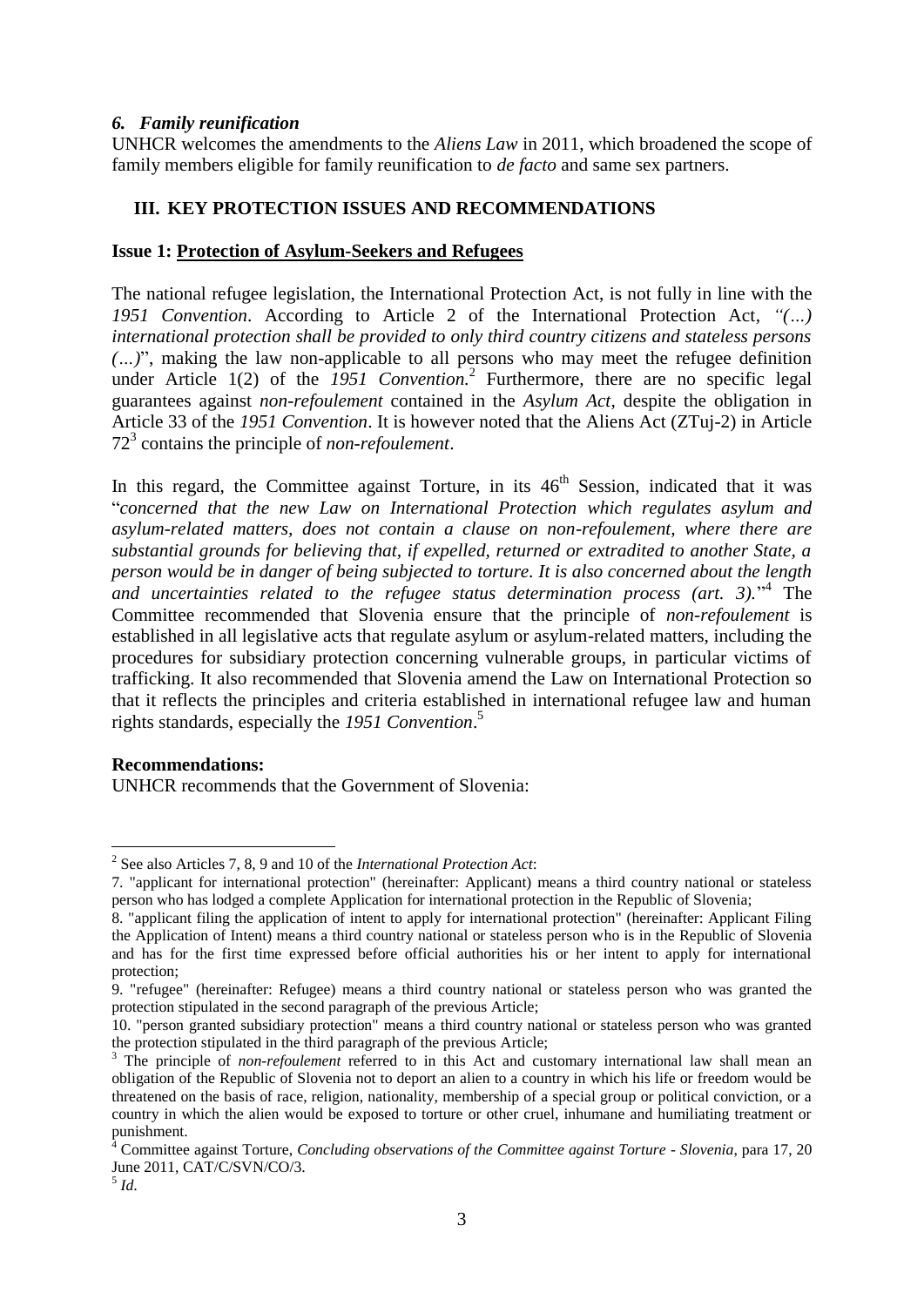### *6. Family reunification*

UNHCR welcomes the amendments to the *Aliens Law* in 2011, which broadened the scope of family members eligible for family reunification to *de facto* and same sex partners.

## III. KEY PROTECTION ISSUES AND RECOMMENDATIONS

### Issue 1: Protection of Asylum-Seekers and Refugees

The national refugee legislation, the International Protection Act, is not fully in line with the *1951 Convention*. According to Article 2 of the International Protection Act, *"(…) international protection shall be provided to only third country citizens and stateless persons (…)*", making the law non-applicable to all persons who may meet the refugee definition under Article 1(2) of the *1951 Convention.*[2] Furthermore, there are no specific legal guarantees against *non-refoulement* contained in the *Asylum Act*, despite the obligation in Article 33 of the *1951 Convention*. It is however noted that the Aliens Act (ZTuj-2) in Article 72[3] contains the principle of *non-refoulement*.

In this regard, the Committee against Torture, in its 46th Session, indicated that it was "*concerned that the new Law on International Protection which regulates asylum and asylum-related matters, does not contain a clause on non-refoulement, where there are substantial grounds for believing that, if expelled, returned or extradited to another State, a person would be in danger of being subjected to torture. It is also concerned about the length and uncertainties related to the refugee status determination process (art. 3).*"[4] The Committee recommended that Slovenia ensure that the principle of *non-refoulement* is established in all legislative acts that regulate asylum or asylum-related matters, including the procedures for subsidiary protection concerning vulnerable groups, in particular victims of trafficking. It also recommended that Slovenia amend the Law on International Protection so that it reflects the principles and criteria established in international refugee law and human rights standards, especially the *1951 Convention*.[5]

**Recommendations:**

UNHCR recommends that the Government of Slovenia:

---

[2] See also Articles 7, 8, 9 and 10 of the *International Protection Act*:

7. "applicant for international protection" (hereinafter: Applicant) means a third country national or stateless person who has lodged a complete Application for international protection in the Republic of Slovenia;

8. "applicant filing the application of intent to apply for international protection" (hereinafter: Applicant Filing the Application of Intent) means a third country national or stateless person who is in the Republic of Slovenia and has for the first time expressed before official authorities his or her intent to apply for international protection;

9. "refugee" (hereinafter: Refugee) means a third country national or stateless person who was granted the protection stipulated in the second paragraph of the previous Article;

10. "person granted subsidiary protection" means a third country national or stateless person who was granted the protection stipulated in the third paragraph of the previous Article;

[3] The principle of *non-refoulement* referred to in this Act and customary international law shall mean an obligation of the Republic of Slovenia not to deport an alien to a country in which his life or freedom would be threatened on the basis of race, religion, nationality, membership of a special group or political conviction, or a country in which the alien would be exposed to torture or other cruel, inhumane and humiliating treatment or punishment.

[4] Committee against Torture, *Concluding observations of the Committee against Torture - Slovenia*, para 17, 20 June 2011, CAT/C/SVN/CO/3.

[5] *Id.*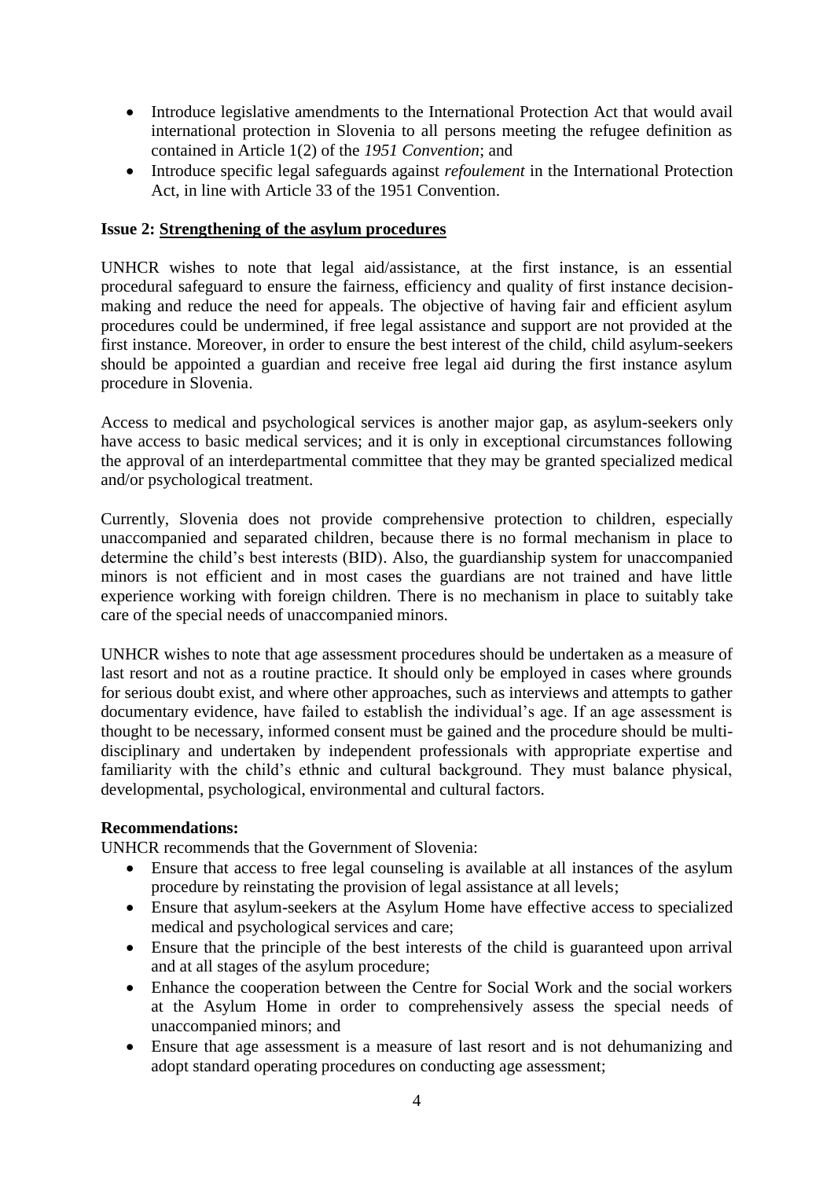- Introduce legislative amendments to the International Protection Act that would avail international protection in Slovenia to all persons meeting the refugee definition as contained in Article 1(2) of the *1951 Convention*; and
- Introduce specific legal safeguards against *refoulement* in the International Protection Act, in line with Article 33 of the 1951 Convention.

**Issue 2: <u>Strengthening of the asylum procedures</u>**

UNHCR wishes to note that legal aid/assistance, at the first instance, is an essential procedural safeguard to ensure the fairness, efficiency and quality of first instance decision-making and reduce the need for appeals. The objective of having fair and efficient asylum procedures could be undermined, if free legal assistance and support are not provided at the first instance. Moreover, in order to ensure the best interest of the child, child asylum-seekers should be appointed a guardian and receive free legal aid during the first instance asylum procedure in Slovenia.

Access to medical and psychological services is another major gap, as asylum-seekers only have access to basic medical services; and it is only in exceptional circumstances following the approval of an interdepartmental committee that they may be granted specialized medical and/or psychological treatment.

Currently, Slovenia does not provide comprehensive protection to children, especially unaccompanied and separated children, because there is no formal mechanism in place to determine the child's best interests (BID). Also, the guardianship system for unaccompanied minors is not efficient and in most cases the guardians are not trained and have little experience working with foreign children. There is no mechanism in place to suitably take care of the special needs of unaccompanied minors.

UNHCR wishes to note that age assessment procedures should be undertaken as a measure of last resort and not as a routine practice. It should only be employed in cases where grounds for serious doubt exist, and where other approaches, such as interviews and attempts to gather documentary evidence, have failed to establish the individual's age. If an age assessment is thought to be necessary, informed consent must be gained and the procedure should be multi-disciplinary and undertaken by independent professionals with appropriate expertise and familiarity with the child's ethnic and cultural background. They must balance physical, developmental, psychological, environmental and cultural factors.

**Recommendations:**

UNHCR recommends that the Government of Slovenia:

- Ensure that access to free legal counseling is available at all instances of the asylum procedure by reinstating the provision of legal assistance at all levels;
- Ensure that asylum-seekers at the Asylum Home have effective access to specialized medical and psychological services and care;
- Ensure that the principle of the best interests of the child is guaranteed upon arrival and at all stages of the asylum procedure;
- Enhance the cooperation between the Centre for Social Work and the social workers at the Asylum Home in order to comprehensively assess the special needs of unaccompanied minors; and
- Ensure that age assessment is a measure of last resort and is not dehumanizing and adopt standard operating procedures on conducting age assessment;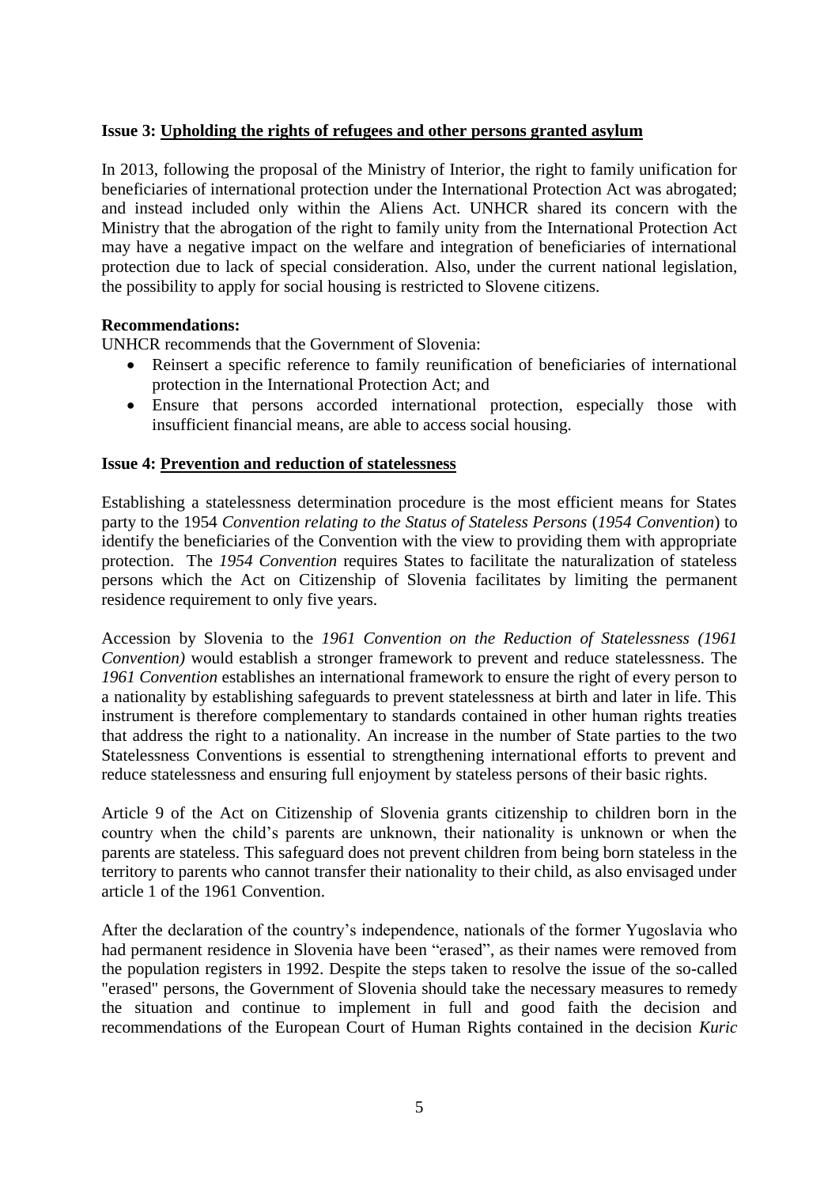**Issue 3: Upholding the rights of refugees and other persons granted asylum**

In 2013, following the proposal of the Ministry of Interior, the right to family unification for beneficiaries of international protection under the International Protection Act was abrogated; and instead included only within the Aliens Act. UNHCR shared its concern with the Ministry that the abrogation of the right to family unity from the International Protection Act may have a negative impact on the welfare and integration of beneficiaries of international protection due to lack of special consideration. Also, under the current national legislation, the possibility to apply for social housing is restricted to Slovene citizens.

**Recommendations:**

UNHCR recommends that the Government of Slovenia:

- Reinsert a specific reference to family reunification of beneficiaries of international protection in the International Protection Act; and
- Ensure that persons accorded international protection, especially those with insufficient financial means, are able to access social housing.

**Issue 4: Prevention and reduction of statelessness**

Establishing a statelessness determination procedure is the most efficient means for States party to the 1954 *Convention relating to the Status of Stateless Persons* (*1954 Convention*) to identify the beneficiaries of the Convention with the view to providing them with appropriate protection. The *1954 Convention* requires States to facilitate the naturalization of stateless persons which the Act on Citizenship of Slovenia facilitates by limiting the permanent residence requirement to only five years.

Accession by Slovenia to the *1961 Convention on the Reduction of Statelessness (1961 Convention)* would establish a stronger framework to prevent and reduce statelessness. The *1961 Convention* establishes an international framework to ensure the right of every person to a nationality by establishing safeguards to prevent statelessness at birth and later in life. This instrument is therefore complementary to standards contained in other human rights treaties that address the right to a nationality. An increase in the number of State parties to the two Statelessness Conventions is essential to strengthening international efforts to prevent and reduce statelessness and ensuring full enjoyment by stateless persons of their basic rights.

Article 9 of the Act on Citizenship of Slovenia grants citizenship to children born in the country when the child's parents are unknown, their nationality is unknown or when the parents are stateless. This safeguard does not prevent children from being born stateless in the territory to parents who cannot transfer their nationality to their child, as also envisaged under article 1 of the 1961 Convention.

After the declaration of the country's independence, nationals of the former Yugoslavia who had permanent residence in Slovenia have been "erased", as their names were removed from the population registers in 1992. Despite the steps taken to resolve the issue of the so-called "erased" persons, the Government of Slovenia should take the necessary measures to remedy the situation and continue to implement in full and good faith the decision and recommendations of the European Court of Human Rights contained in the decision *Kuric*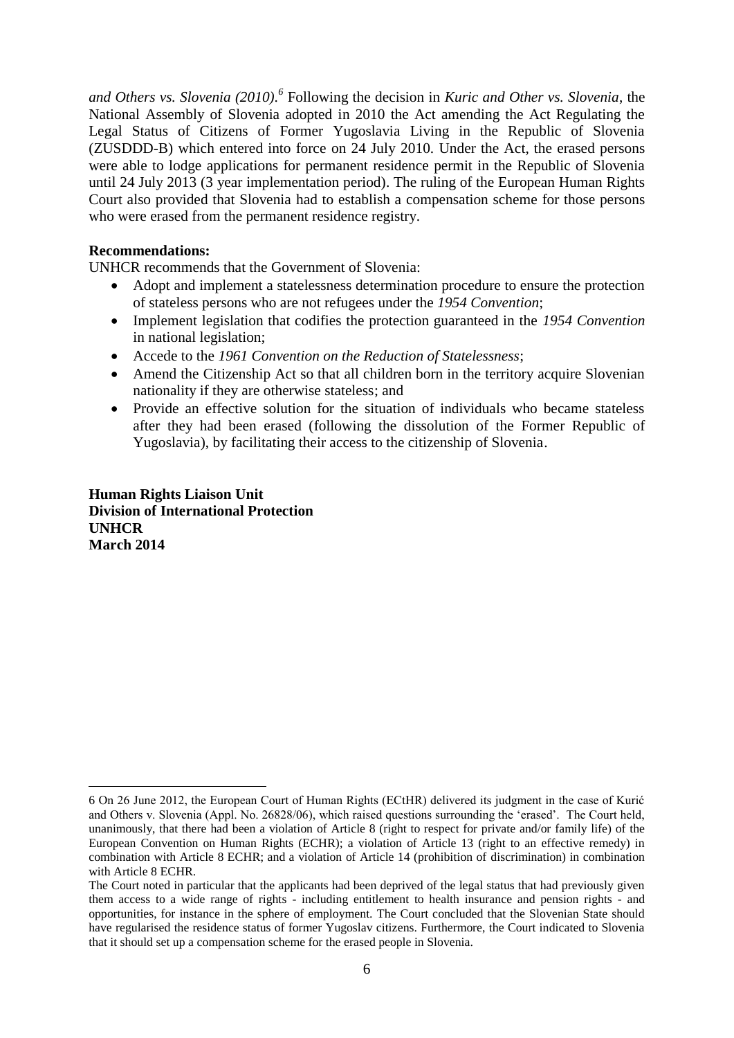*and Others vs. Slovenia (2010)*.[6] Following the decision in *Kuric and Other vs. Slovenia*, the National Assembly of Slovenia adopted in 2010 the Act amending the Act Regulating the Legal Status of Citizens of Former Yugoslavia Living in the Republic of Slovenia (ZUSDDD-B) which entered into force on 24 July 2010. Under the Act, the erased persons were able to lodge applications for permanent residence permit in the Republic of Slovenia until 24 July 2013 (3 year implementation period). The ruling of the European Human Rights Court also provided that Slovenia had to establish a compensation scheme for those persons who were erased from the permanent residence registry.

**Recommendations:**

UNHCR recommends that the Government of Slovenia:

- Adopt and implement a statelessness determination procedure to ensure the protection of stateless persons who are not refugees under the *1954 Convention*;
- Implement legislation that codifies the protection guaranteed in the *1954 Convention* in national legislation;
- Accede to the *1961 Convention on the Reduction of Statelessness*;
- Amend the Citizenship Act so that all children born in the territory acquire Slovenian nationality if they are otherwise stateless; and
- Provide an effective solution for the situation of individuals who became stateless after they had been erased (following the dissolution of the Former Republic of Yugoslavia), by facilitating their access to the citizenship of Slovenia.

**Human Rights Liaison Unit**
**Division of International Protection**
**UNHCR**
**March 2014**

---

6 On 26 June 2012, the European Court of Human Rights (ECtHR) delivered its judgment in the case of Kurić and Others v. Slovenia (Appl. No. 26828/06), which raised questions surrounding the 'erased'. The Court held, unanimously, that there had been a violation of Article 8 (right to respect for private and/or family life) of the European Convention on Human Rights (ECHR); a violation of Article 13 (right to an effective remedy) in combination with Article 8 ECHR; and a violation of Article 14 (prohibition of discrimination) in combination with Article 8 ECHR.

The Court noted in particular that the applicants had been deprived of the legal status that had previously given them access to a wide range of rights - including entitlement to health insurance and pension rights - and opportunities, for instance in the sphere of employment. The Court concluded that the Slovenian State should have regularised the residence status of former Yugoslav citizens. Furthermore, the Court indicated to Slovenia that it should set up a compensation scheme for the erased people in Slovenia.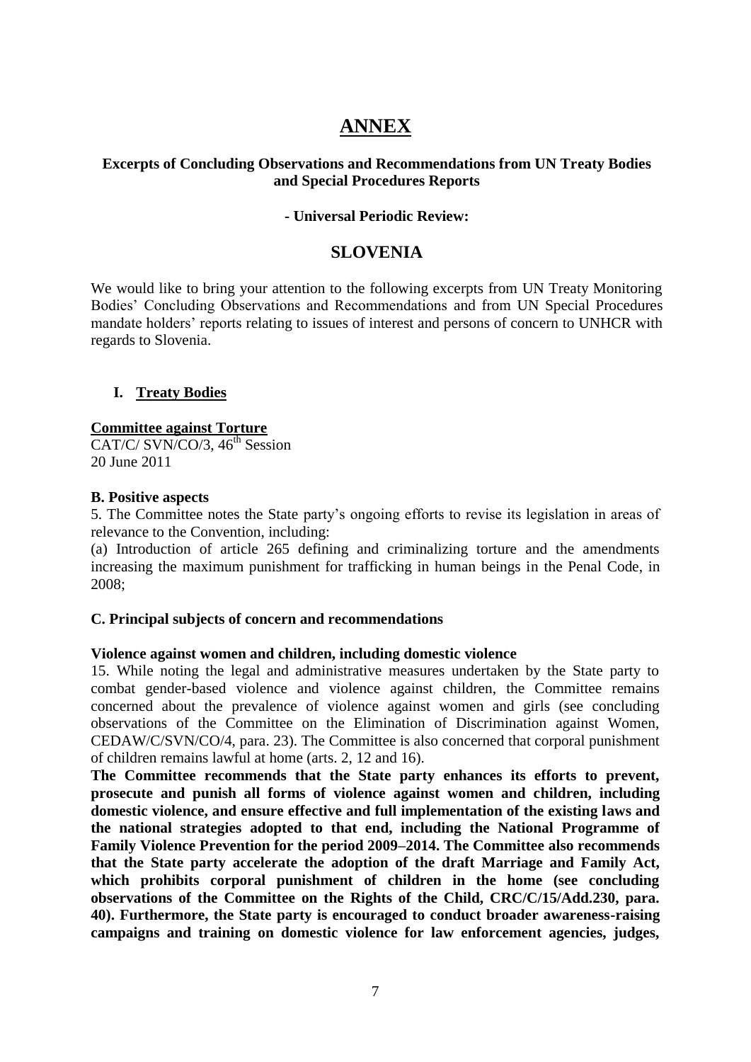# ANNEX

**Excerpts of Concluding Observations and Recommendations from UN Treaty Bodies and Special Procedures Reports**

**- Universal Periodic Review:**

## SLOVENIA

We would like to bring your attention to the following excerpts from UN Treaty Monitoring Bodies' Concluding Observations and Recommendations and from UN Special Procedures mandate holders' reports relating to issues of interest and persons of concern to UNHCR with regards to Slovenia.

### I. Treaty Bodies

**Committee against Torture**
CAT/C/ SVN/CO/3, 46th Session
20 June 2011

**B. Positive aspects**

5. The Committee notes the State party's ongoing efforts to revise its legislation in areas of relevance to the Convention, including:

(a) Introduction of article 265 defining and criminalizing torture and the amendments increasing the maximum punishment for trafficking in human beings in the Penal Code, in 2008;

**C. Principal subjects of concern and recommendations**

**Violence against women and children, including domestic violence**

15. While noting the legal and administrative measures undertaken by the State party to combat gender-based violence and violence against children, the Committee remains concerned about the prevalence of violence against women and girls (see concluding observations of the Committee on the Elimination of Discrimination against Women, CEDAW/C/SVN/CO/4, para. 23). The Committee is also concerned that corporal punishment of children remains lawful at home (arts. 2, 12 and 16).

**The Committee recommends that the State party enhances its efforts to prevent, prosecute and punish all forms of violence against women and children, including domestic violence, and ensure effective and full implementation of the existing laws and the national strategies adopted to that end, including the National Programme of Family Violence Prevention for the period 2009–2014. The Committee also recommends that the State party accelerate the adoption of the draft Marriage and Family Act, which prohibits corporal punishment of children in the home (see concluding observations of the Committee on the Rights of the Child, CRC/C/15/Add.230, para. 40). Furthermore, the State party is encouraged to conduct broader awareness-raising campaigns and training on domestic violence for law enforcement agencies, judges,**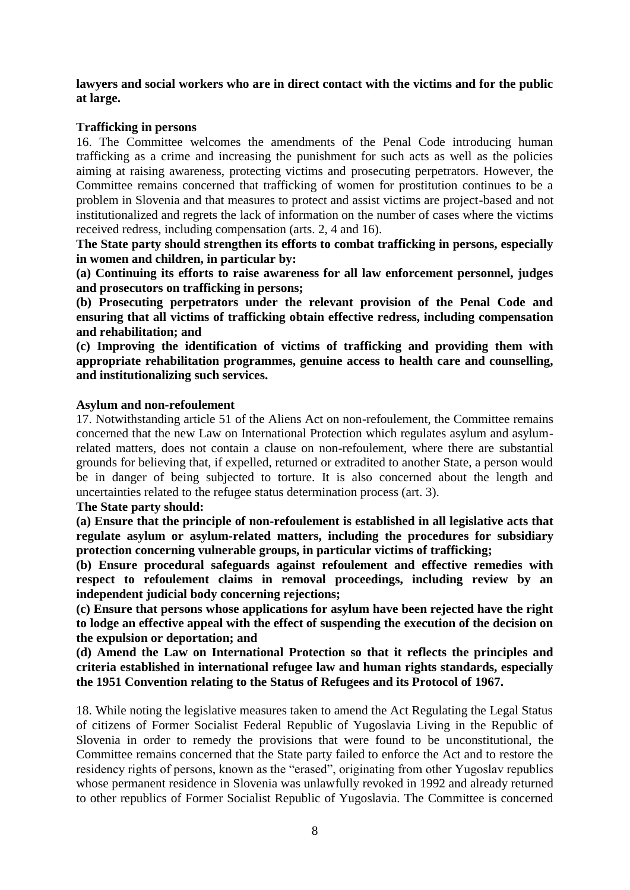**lawyers and social workers who are in direct contact with the victims and for the public at large.**

**Trafficking in persons**

16. The Committee welcomes the amendments of the Penal Code introducing human trafficking as a crime and increasing the punishment for such acts as well as the policies aiming at raising awareness, protecting victims and prosecuting perpetrators. However, the Committee remains concerned that trafficking of women for prostitution continues to be a problem in Slovenia and that measures to protect and assist victims are project-based and not institutionalized and regrets the lack of information on the number of cases where the victims received redress, including compensation (arts. 2, 4 and 16).

**The State party should strengthen its efforts to combat trafficking in persons, especially in women and children, in particular by:**

**(a) Continuing its efforts to raise awareness for all law enforcement personnel, judges and prosecutors on trafficking in persons;**

**(b) Prosecuting perpetrators under the relevant provision of the Penal Code and ensuring that all victims of trafficking obtain effective redress, including compensation and rehabilitation; and**

**(c) Improving the identification of victims of trafficking and providing them with appropriate rehabilitation programmes, genuine access to health care and counselling, and institutionalizing such services.**

**Asylum and non-refoulement**

17. Notwithstanding article 51 of the Aliens Act on non-refoulement, the Committee remains concerned that the new Law on International Protection which regulates asylum and asylum-related matters, does not contain a clause on non-refoulement, where there are substantial grounds for believing that, if expelled, returned or extradited to another State, a person would be in danger of being subjected to torture. It is also concerned about the length and uncertainties related to the refugee status determination process (art. 3).

**The State party should:**

**(a) Ensure that the principle of non-refoulement is established in all legislative acts that regulate asylum or asylum-related matters, including the procedures for subsidiary protection concerning vulnerable groups, in particular victims of trafficking;**

**(b) Ensure procedural safeguards against refoulement and effective remedies with respect to refoulement claims in removal proceedings, including review by an independent judicial body concerning rejections;**

**(c) Ensure that persons whose applications for asylum have been rejected have the right to lodge an effective appeal with the effect of suspending the execution of the decision on the expulsion or deportation; and**

**(d) Amend the Law on International Protection so that it reflects the principles and criteria established in international refugee law and human rights standards, especially the 1951 Convention relating to the Status of Refugees and its Protocol of 1967.**

18. While noting the legislative measures taken to amend the Act Regulating the Legal Status of citizens of Former Socialist Federal Republic of Yugoslavia Living in the Republic of Slovenia in order to remedy the provisions that were found to be unconstitutional, the Committee remains concerned that the State party failed to enforce the Act and to restore the residency rights of persons, known as the "erased", originating from other Yugoslav republics whose permanent residence in Slovenia was unlawfully revoked in 1992 and already returned to other republics of Former Socialist Republic of Yugoslavia. The Committee is concerned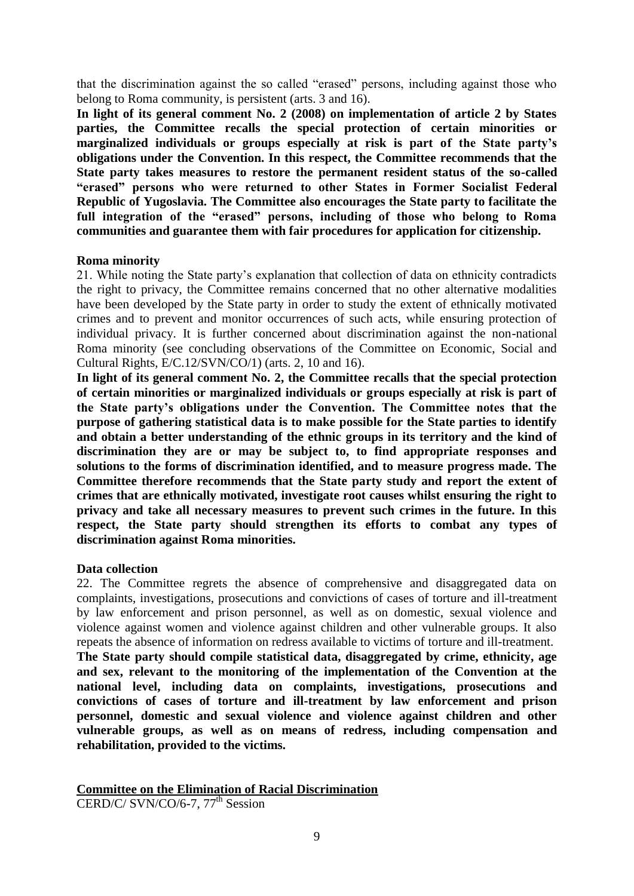that the discrimination against the so called "erased" persons, including against those who belong to Roma community, is persistent (arts. 3 and 16).

**In light of its general comment No. 2 (2008) on implementation of article 2 by States parties, the Committee recalls the special protection of certain minorities or marginalized individuals or groups especially at risk is part of the State party's obligations under the Convention. In this respect, the Committee recommends that the State party takes measures to restore the permanent resident status of the so-called "erased" persons who were returned to other States in Former Socialist Federal Republic of Yugoslavia. The Committee also encourages the State party to facilitate the full integration of the "erased" persons, including of those who belong to Roma communities and guarantee them with fair procedures for application for citizenship.**

**Roma minority**

21. While noting the State party's explanation that collection of data on ethnicity contradicts the right to privacy, the Committee remains concerned that no other alternative modalities have been developed by the State party in order to study the extent of ethnically motivated crimes and to prevent and monitor occurrences of such acts, while ensuring protection of individual privacy. It is further concerned about discrimination against the non-national Roma minority (see concluding observations of the Committee on Economic, Social and Cultural Rights, E/C.12/SVN/CO/1) (arts. 2, 10 and 16).

**In light of its general comment No. 2, the Committee recalls that the special protection of certain minorities or marginalized individuals or groups especially at risk is part of the State party's obligations under the Convention. The Committee notes that the purpose of gathering statistical data is to make possible for the State parties to identify and obtain a better understanding of the ethnic groups in its territory and the kind of discrimination they are or may be subject to, to find appropriate responses and solutions to the forms of discrimination identified, and to measure progress made. The Committee therefore recommends that the State party study and report the extent of crimes that are ethnically motivated, investigate root causes whilst ensuring the right to privacy and take all necessary measures to prevent such crimes in the future. In this respect, the State party should strengthen its efforts to combat any types of discrimination against Roma minorities.**

**Data collection**

22. The Committee regrets the absence of comprehensive and disaggregated data on complaints, investigations, prosecutions and convictions of cases of torture and ill-treatment by law enforcement and prison personnel, as well as on domestic, sexual violence and violence against women and violence against children and other vulnerable groups. It also repeats the absence of information on redress available to victims of torture and ill-treatment.

**The State party should compile statistical data, disaggregated by crime, ethnicity, age and sex, relevant to the monitoring of the implementation of the Convention at the national level, including data on complaints, investigations, prosecutions and convictions of cases of torture and ill-treatment by law enforcement and prison personnel, domestic and sexual violence and violence against children and other vulnerable groups, as well as on means of redress, including compensation and rehabilitation, provided to the victims.**

**Committee on the Elimination of Racial Discrimination**

CERD/C/ SVN/CO/6-7, 77th Session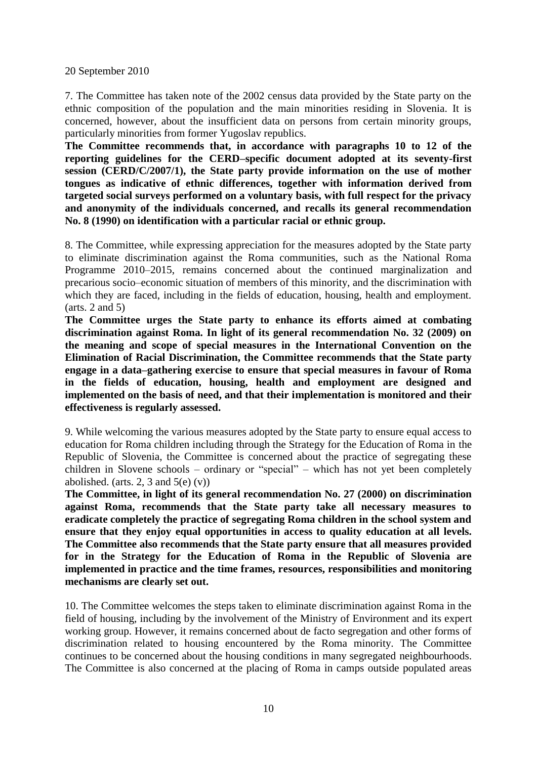20 September 2010

7. The Committee has taken note of the 2002 census data provided by the State party on the ethnic composition of the population and the main minorities residing in Slovenia. It is concerned, however, about the insufficient data on persons from certain minority groups, particularly minorities from former Yugoslav republics.

**The Committee recommends that, in accordance with paragraphs 10 to 12 of the reporting guidelines for the CERD–specific document adopted at its seventy-first session (CERD/C/2007/1), the State party provide information on the use of mother tongues as indicative of ethnic differences, together with information derived from targeted social surveys performed on a voluntary basis, with full respect for the privacy and anonymity of the individuals concerned, and recalls its general recommendation No. 8 (1990) on identification with a particular racial or ethnic group.**

8. The Committee, while expressing appreciation for the measures adopted by the State party to eliminate discrimination against the Roma communities, such as the National Roma Programme 2010–2015, remains concerned about the continued marginalization and precarious socio–economic situation of members of this minority, and the discrimination with which they are faced, including in the fields of education, housing, health and employment. (arts. 2 and 5)

**The Committee urges the State party to enhance its efforts aimed at combating discrimination against Roma. In light of its general recommendation No. 32 (2009) on the meaning and scope of special measures in the International Convention on the Elimination of Racial Discrimination, the Committee recommends that the State party engage in a data–gathering exercise to ensure that special measures in favour of Roma in the fields of education, housing, health and employment are designed and implemented on the basis of need, and that their implementation is monitored and their effectiveness is regularly assessed.**

9. While welcoming the various measures adopted by the State party to ensure equal access to education for Roma children including through the Strategy for the Education of Roma in the Republic of Slovenia, the Committee is concerned about the practice of segregating these children in Slovene schools – ordinary or "special" – which has not yet been completely abolished. (arts. 2, 3 and 5(e) (v))

**The Committee, in light of its general recommendation No. 27 (2000) on discrimination against Roma, recommends that the State party take all necessary measures to eradicate completely the practice of segregating Roma children in the school system and ensure that they enjoy equal opportunities in access to quality education at all levels. The Committee also recommends that the State party ensure that all measures provided for in the Strategy for the Education of Roma in the Republic of Slovenia are implemented in practice and the time frames, resources, responsibilities and monitoring mechanisms are clearly set out.**

10. The Committee welcomes the steps taken to eliminate discrimination against Roma in the field of housing, including by the involvement of the Ministry of Environment and its expert working group. However, it remains concerned about de facto segregation and other forms of discrimination related to housing encountered by the Roma minority. The Committee continues to be concerned about the housing conditions in many segregated neighbourhoods. The Committee is also concerned at the placing of Roma in camps outside populated areas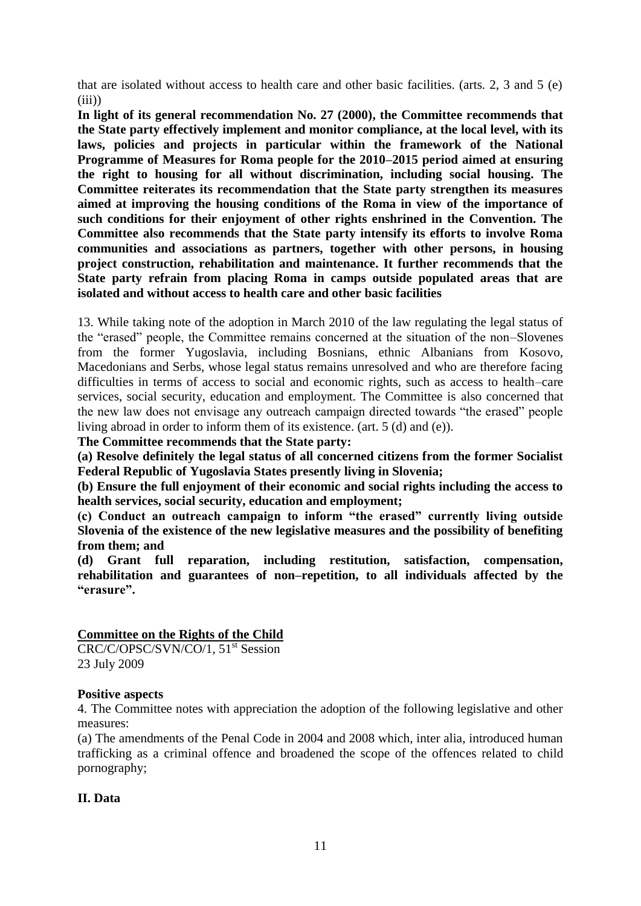that are isolated without access to health care and other basic facilities. (arts. 2, 3 and 5 (e) (iii))

**In light of its general recommendation No. 27 (2000), the Committee recommends that the State party effectively implement and monitor compliance, at the local level, with its laws, policies and projects in particular within the framework of the National Programme of Measures for Roma people for the 2010–2015 period aimed at ensuring the right to housing for all without discrimination, including social housing. The Committee reiterates its recommendation that the State party strengthen its measures aimed at improving the housing conditions of the Roma in view of the importance of such conditions for their enjoyment of other rights enshrined in the Convention. The Committee also recommends that the State party intensify its efforts to involve Roma communities and associations as partners, together with other persons, in housing project construction, rehabilitation and maintenance. It further recommends that the State party refrain from placing Roma in camps outside populated areas that are isolated and without access to health care and other basic facilities**

13. While taking note of the adoption in March 2010 of the law regulating the legal status of the "erased" people, the Committee remains concerned at the situation of the non–Slovenes from the former Yugoslavia, including Bosnians, ethnic Albanians from Kosovo, Macedonians and Serbs, whose legal status remains unresolved and who are therefore facing difficulties in terms of access to social and economic rights, such as access to health–care services, social security, education and employment. The Committee is also concerned that the new law does not envisage any outreach campaign directed towards "the erased" people living abroad in order to inform them of its existence. (art. 5 (d) and (e)).

**The Committee recommends that the State party:**

**(a) Resolve definitely the legal status of all concerned citizens from the former Socialist Federal Republic of Yugoslavia States presently living in Slovenia;**

**(b) Ensure the full enjoyment of their economic and social rights including the access to health services, social security, education and employment;**

**(c) Conduct an outreach campaign to inform "the erased" currently living outside Slovenia of the existence of the new legislative measures and the possibility of benefiting from them; and**

**(d) Grant full reparation, including restitution, satisfaction, compensation, rehabilitation and guarantees of non–repetition, to all individuals affected by the "erasure".**

**Committee on the Rights of the Child**

CRC/C/OPSC/SVN/CO/1, 51st Session
23 July 2009

**Positive aspects**

4. The Committee notes with appreciation the adoption of the following legislative and other measures:

(a) The amendments of the Penal Code in 2004 and 2008 which, inter alia, introduced human trafficking as a criminal offence and broadened the scope of the offences related to child pornography;

**II. Data**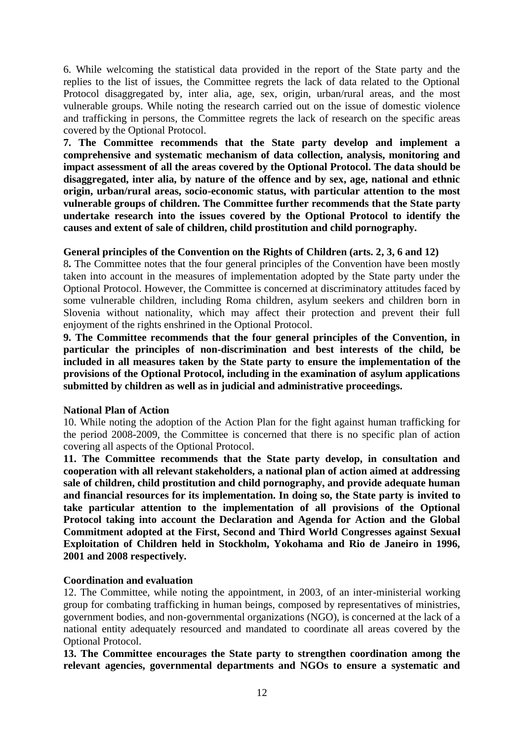6. While welcoming the statistical data provided in the report of the State party and the replies to the list of issues, the Committee regrets the lack of data related to the Optional Protocol disaggregated by, inter alia, age, sex, origin, urban/rural areas, and the most vulnerable groups. While noting the research carried out on the issue of domestic violence and trafficking in persons, the Committee regrets the lack of research on the specific areas covered by the Optional Protocol.

**7. The Committee recommends that the State party develop and implement a comprehensive and systematic mechanism of data collection, analysis, monitoring and impact assessment of all the areas covered by the Optional Protocol. The data should be disaggregated, inter alia, by nature of the offence and by sex, age, national and ethnic origin, urban/rural areas, socio-economic status, with particular attention to the most vulnerable groups of children. The Committee further recommends that the State party undertake research into the issues covered by the Optional Protocol to identify the causes and extent of sale of children, child prostitution and child pornography.**

**General principles of the Convention on the Rights of Children (arts. 2, 3, 6 and 12)**

8**.** The Committee notes that the four general principles of the Convention have been mostly taken into account in the measures of implementation adopted by the State party under the Optional Protocol. However, the Committee is concerned at discriminatory attitudes faced by some vulnerable children, including Roma children, asylum seekers and children born in Slovenia without nationality, which may affect their protection and prevent their full enjoyment of the rights enshrined in the Optional Protocol.

**9. The Committee recommends that the four general principles of the Convention, in particular the principles of non-discrimination and best interests of the child, be included in all measures taken by the State party to ensure the implementation of the provisions of the Optional Protocol, including in the examination of asylum applications submitted by children as well as in judicial and administrative proceedings.**

**National Plan of Action**

10. While noting the adoption of the Action Plan for the fight against human trafficking for the period 2008-2009, the Committee is concerned that there is no specific plan of action covering all aspects of the Optional Protocol.

**11. The Committee recommends that the State party develop, in consultation and cooperation with all relevant stakeholders, a national plan of action aimed at addressing sale of children, child prostitution and child pornography, and provide adequate human and financial resources for its implementation. In doing so, the State party is invited to take particular attention to the implementation of all provisions of the Optional Protocol taking into account the Declaration and Agenda for Action and the Global Commitment adopted at the First, Second and Third World Congresses against Sexual Exploitation of Children held in Stockholm, Yokohama and Rio de Janeiro in 1996, 2001 and 2008 respectively.**

**Coordination and evaluation**

12. The Committee, while noting the appointment, in 2003, of an inter-ministerial working group for combating trafficking in human beings, composed by representatives of ministries, government bodies, and non-governmental organizations (NGO), is concerned at the lack of a national entity adequately resourced and mandated to coordinate all areas covered by the Optional Protocol.

**13. The Committee encourages the State party to strengthen coordination among the relevant agencies, governmental departments and NGOs to ensure a systematic and**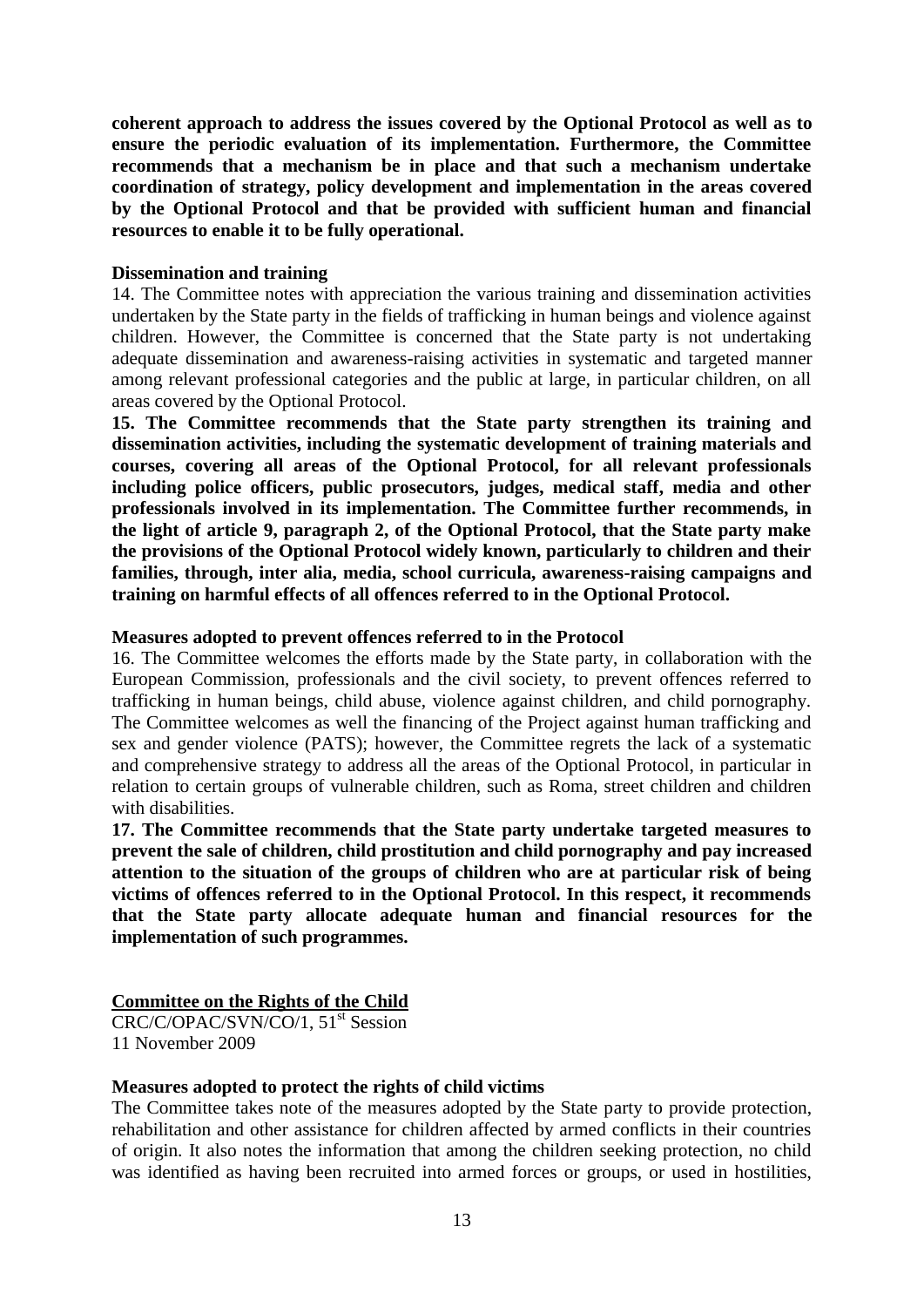**coherent approach to address the issues covered by the Optional Protocol as well as to ensure the periodic evaluation of its implementation. Furthermore, the Committee recommends that a mechanism be in place and that such a mechanism undertake coordination of strategy, policy development and implementation in the areas covered by the Optional Protocol and that be provided with sufficient human and financial resources to enable it to be fully operational.**

**Dissemination and training**

14. The Committee notes with appreciation the various training and dissemination activities undertaken by the State party in the fields of trafficking in human beings and violence against children. However, the Committee is concerned that the State party is not undertaking adequate dissemination and awareness-raising activities in systematic and targeted manner among relevant professional categories and the public at large, in particular children, on all areas covered by the Optional Protocol.

**15. The Committee recommends that the State party strengthen its training and dissemination activities, including the systematic development of training materials and courses, covering all areas of the Optional Protocol, for all relevant professionals including police officers, public prosecutors, judges, medical staff, media and other professionals involved in its implementation. The Committee further recommends, in the light of article 9, paragraph 2, of the Optional Protocol, that the State party make the provisions of the Optional Protocol widely known, particularly to children and their families, through, inter alia, media, school curricula, awareness-raising campaigns and training on harmful effects of all offences referred to in the Optional Protocol.**

**Measures adopted to prevent offences referred to in the Protocol**

16. The Committee welcomes the efforts made by the State party, in collaboration with the European Commission, professionals and the civil society, to prevent offences referred to trafficking in human beings, child abuse, violence against children, and child pornography. The Committee welcomes as well the financing of the Project against human trafficking and sex and gender violence (PATS); however, the Committee regrets the lack of a systematic and comprehensive strategy to address all the areas of the Optional Protocol, in particular in relation to certain groups of vulnerable children, such as Roma, street children and children with disabilities.

**17. The Committee recommends that the State party undertake targeted measures to prevent the sale of children, child prostitution and child pornography and pay increased attention to the situation of the groups of children who are at particular risk of being victims of offences referred to in the Optional Protocol. In this respect, it recommends that the State party allocate adequate human and financial resources for the implementation of such programmes.**

**Committee on the Rights of the Child**

CRC/C/OPAC/SVN/CO/1, 51st Session
11 November 2009

**Measures adopted to protect the rights of child victims**

The Committee takes note of the measures adopted by the State party to provide protection, rehabilitation and other assistance for children affected by armed conflicts in their countries of origin. It also notes the information that among the children seeking protection, no child was identified as having been recruited into armed forces or groups, or used in hostilities,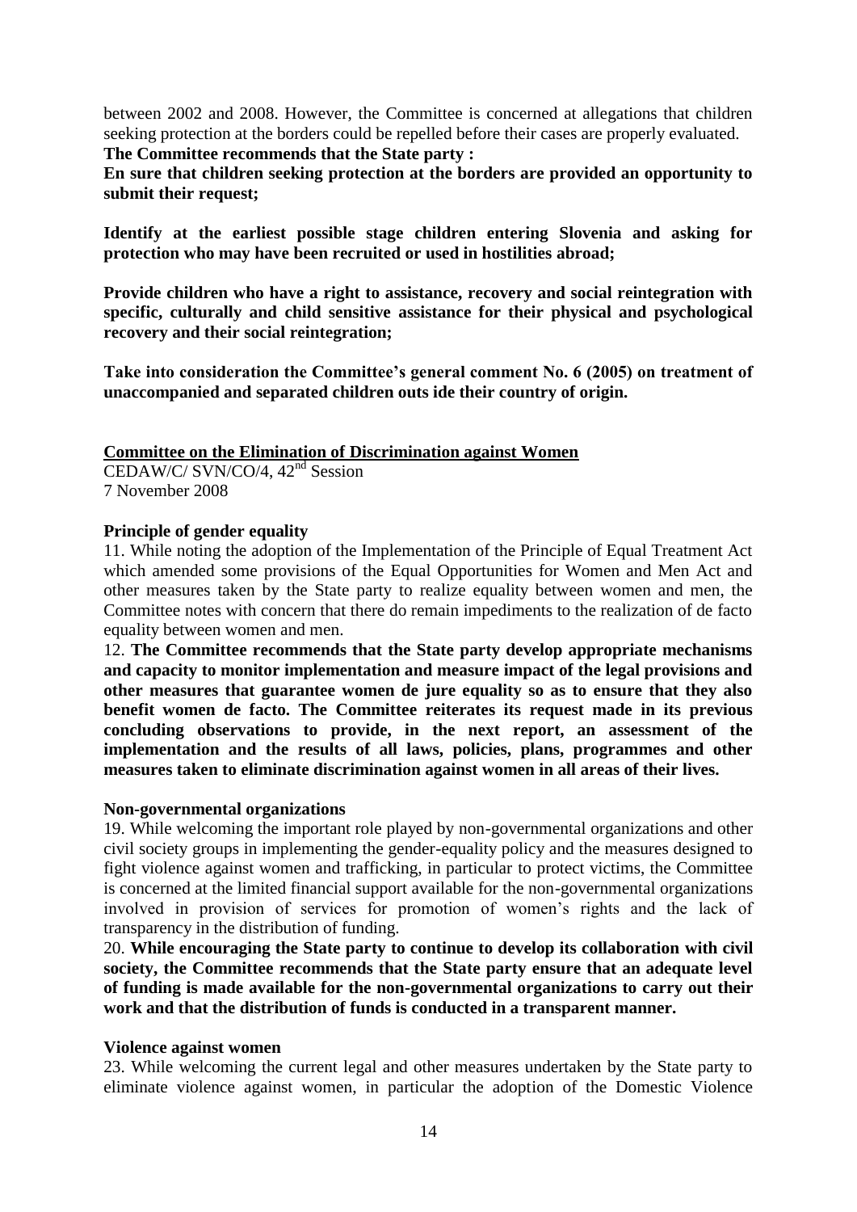between 2002 and 2008. However, the Committee is concerned at allegations that children seeking protection at the borders could be repelled before their cases are properly evaluated.

**The Committee recommends that the State party :**

**En sure that children seeking protection at the borders are provided an opportunity to submit their request;**

**Identify at the earliest possible stage children entering Slovenia and asking for protection who may have been recruited or used in hostilities abroad;**

**Provide children who have a right to assistance, recovery and social reintegration with specific, culturally and child sensitive assistance for their physical and psychological recovery and their social reintegration;**

**Take into consideration the Committee's general comment No. 6 (2005) on treatment of unaccompanied and separated children outs ide their country of origin.**

**Committee on the Elimination of Discrimination against Women**

CEDAW/C/ SVN/CO/4, 42nd Session
7 November 2008

**Principle of gender equality**

11. While noting the adoption of the Implementation of the Principle of Equal Treatment Act which amended some provisions of the Equal Opportunities for Women and Men Act and other measures taken by the State party to realize equality between women and men, the Committee notes with concern that there do remain impediments to the realization of de facto equality between women and men.

12. **The Committee recommends that the State party develop appropriate mechanisms and capacity to monitor implementation and measure impact of the legal provisions and other measures that guarantee women de jure equality so as to ensure that they also benefit women de facto. The Committee reiterates its request made in its previous concluding observations to provide, in the next report, an assessment of the implementation and the results of all laws, policies, plans, programmes and other measures taken to eliminate discrimination against women in all areas of their lives.**

**Non-governmental organizations**

19. While welcoming the important role played by non-governmental organizations and other civil society groups in implementing the gender-equality policy and the measures designed to fight violence against women and trafficking, in particular to protect victims, the Committee is concerned at the limited financial support available for the non-governmental organizations involved in provision of services for promotion of women's rights and the lack of transparency in the distribution of funding.

20. **While encouraging the State party to continue to develop its collaboration with civil society, the Committee recommends that the State party ensure that an adequate level of funding is made available for the non-governmental organizations to carry out their work and that the distribution of funds is conducted in a transparent manner.**

**Violence against women**

23. While welcoming the current legal and other measures undertaken by the State party to eliminate violence against women, in particular the adoption of the Domestic Violence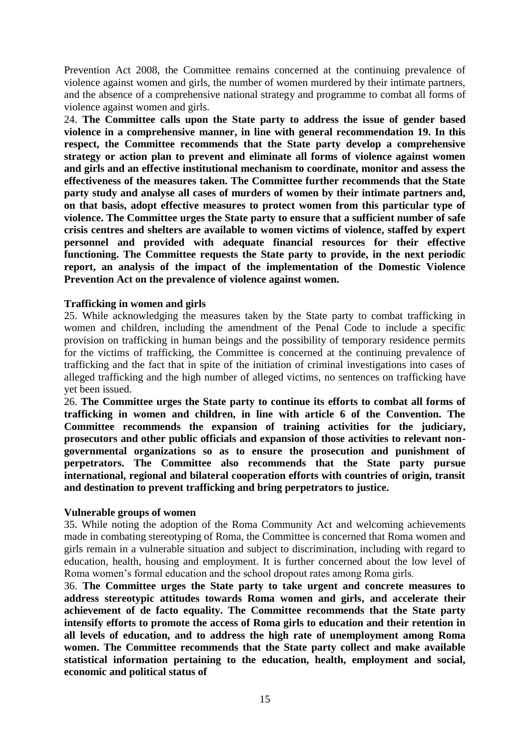Prevention Act 2008, the Committee remains concerned at the continuing prevalence of violence against women and girls, the number of women murdered by their intimate partners, and the absence of a comprehensive national strategy and programme to combat all forms of violence against women and girls.

24. **The Committee calls upon the State party to address the issue of gender based violence in a comprehensive manner, in line with general recommendation 19. In this respect, the Committee recommends that the State party develop a comprehensive strategy or action plan to prevent and eliminate all forms of violence against women and girls and an effective institutional mechanism to coordinate, monitor and assess the effectiveness of the measures taken. The Committee further recommends that the State party study and analyse all cases of murders of women by their intimate partners and, on that basis, adopt effective measures to protect women from this particular type of violence. The Committee urges the State party to ensure that a sufficient number of safe crisis centres and shelters are available to women victims of violence, staffed by expert personnel and provided with adequate financial resources for their effective functioning. The Committee requests the State party to provide, in the next periodic report, an analysis of the impact of the implementation of the Domestic Violence Prevention Act on the prevalence of violence against women.**

**Trafficking in women and girls**

25. While acknowledging the measures taken by the State party to combat trafficking in women and children, including the amendment of the Penal Code to include a specific provision on trafficking in human beings and the possibility of temporary residence permits for the victims of trafficking, the Committee is concerned at the continuing prevalence of trafficking and the fact that in spite of the initiation of criminal investigations into cases of alleged trafficking and the high number of alleged victims, no sentences on trafficking have yet been issued.

26. **The Committee urges the State party to continue its efforts to combat all forms of trafficking in women and children, in line with article 6 of the Convention. The Committee recommends the expansion of training activities for the judiciary, prosecutors and other public officials and expansion of those activities to relevant non-governmental organizations so as to ensure the prosecution and punishment of perpetrators. The Committee also recommends that the State party pursue international, regional and bilateral cooperation efforts with countries of origin, transit and destination to prevent trafficking and bring perpetrators to justice.**

**Vulnerable groups of women**

35. While noting the adoption of the Roma Community Act and welcoming achievements made in combating stereotyping of Roma, the Committee is concerned that Roma women and girls remain in a vulnerable situation and subject to discrimination, including with regard to education, health, housing and employment. It is further concerned about the low level of Roma women's formal education and the school dropout rates among Roma girls.

36. **The Committee urges the State party to take urgent and concrete measures to address stereotypic attitudes towards Roma women and girls, and accelerate their achievement of de facto equality. The Committee recommends that the State party intensify efforts to promote the access of Roma girls to education and their retention in all levels of education, and to address the high rate of unemployment among Roma women. The Committee recommends that the State party collect and make available statistical information pertaining to the education, health, employment and social, economic and political status of**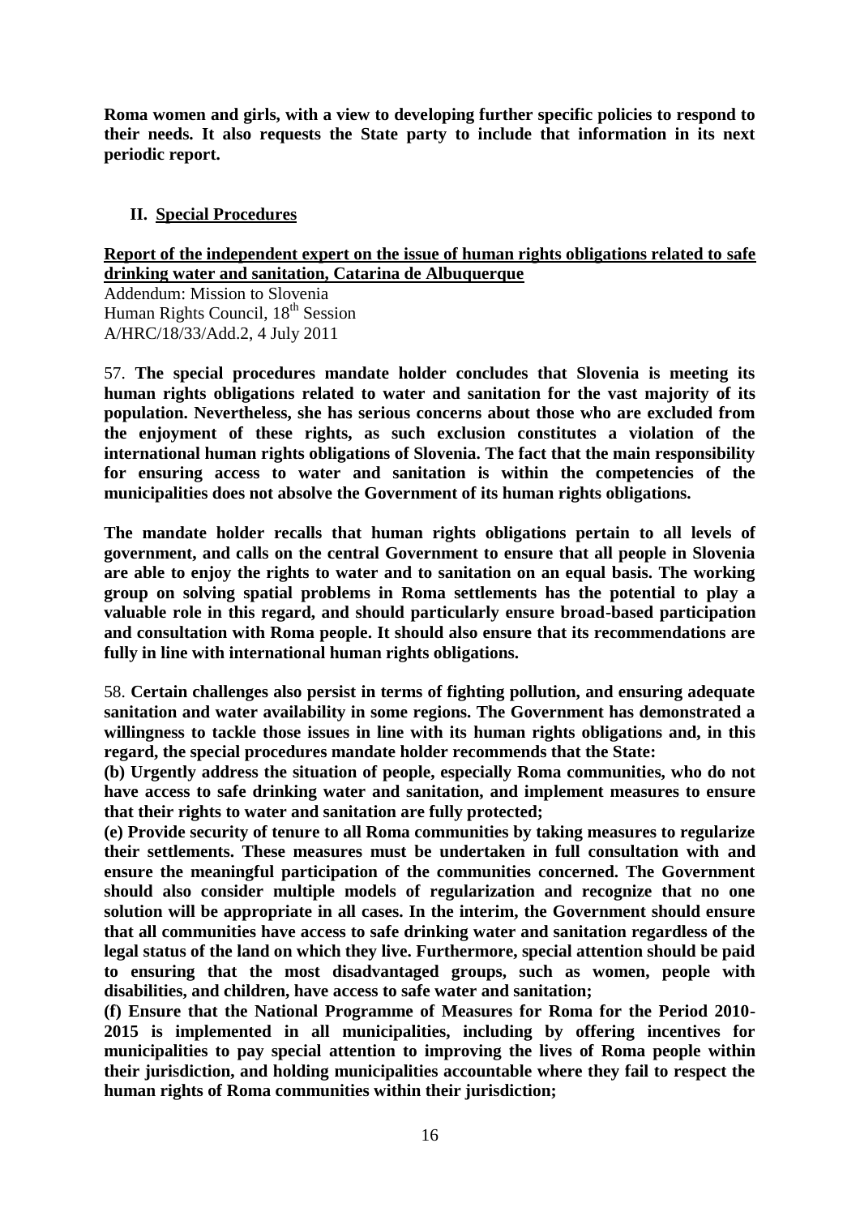**Roma women and girls, with a view to developing further specific policies to respond to their needs. It also requests the State party to include that information in its next periodic report.**

## II. Special Procedures

**Report of the independent expert on the issue of human rights obligations related to safe drinking water and sanitation, Catarina de Albuquerque**

Addendum: Mission to Slovenia
Human Rights Council, 18th Session
A/HRC/18/33/Add.2, 4 July 2011

57. **The special procedures mandate holder concludes that Slovenia is meeting its human rights obligations related to water and sanitation for the vast majority of its population. Nevertheless, she has serious concerns about those who are excluded from the enjoyment of these rights, as such exclusion constitutes a violation of the international human rights obligations of Slovenia. The fact that the main responsibility for ensuring access to water and sanitation is within the competencies of the municipalities does not absolve the Government of its human rights obligations.**

**The mandate holder recalls that human rights obligations pertain to all levels of government, and calls on the central Government to ensure that all people in Slovenia are able to enjoy the rights to water and to sanitation on an equal basis. The working group on solving spatial problems in Roma settlements has the potential to play a valuable role in this regard, and should particularly ensure broad-based participation and consultation with Roma people. It should also ensure that its recommendations are fully in line with international human rights obligations.**

58. **Certain challenges also persist in terms of fighting pollution, and ensuring adequate sanitation and water availability in some regions. The Government has demonstrated a willingness to tackle those issues in line with its human rights obligations and, in this regard, the special procedures mandate holder recommends that the State:**

**(b) Urgently address the situation of people, especially Roma communities, who do not have access to safe drinking water and sanitation, and implement measures to ensure that their rights to water and sanitation are fully protected;**

**(e) Provide security of tenure to all Roma communities by taking measures to regularize their settlements. These measures must be undertaken in full consultation with and ensure the meaningful participation of the communities concerned. The Government should also consider multiple models of regularization and recognize that no one solution will be appropriate in all cases. In the interim, the Government should ensure that all communities have access to safe drinking water and sanitation regardless of the legal status of the land on which they live. Furthermore, special attention should be paid to ensuring that the most disadvantaged groups, such as women, people with disabilities, and children, have access to safe water and sanitation;**

**(f) Ensure that the National Programme of Measures for Roma for the Period 2010-2015 is implemented in all municipalities, including by offering incentives for municipalities to pay special attention to improving the lives of Roma people within their jurisdiction, and holding municipalities accountable where they fail to respect the human rights of Roma communities within their jurisdiction;**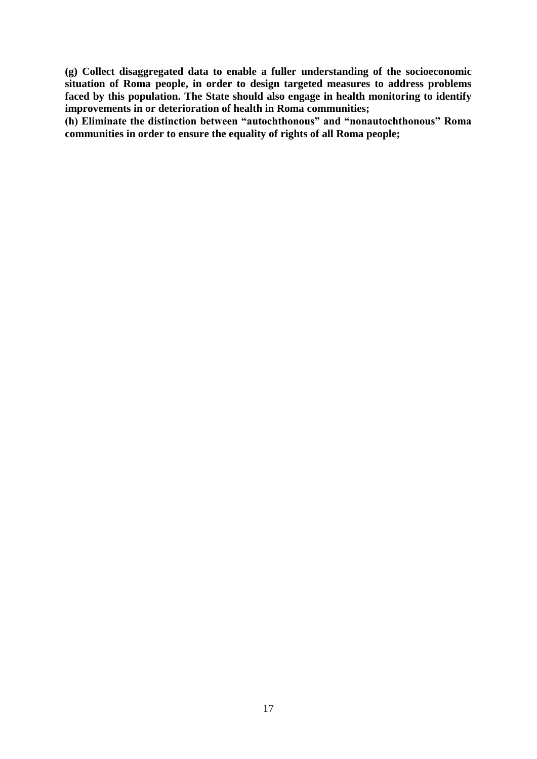**(g) Collect disaggregated data to enable a fuller understanding of the socioeconomic situation of Roma people, in order to design targeted measures to address problems faced by this population. The State should also engage in health monitoring to identify improvements in or deterioration of health in Roma communities;**

**(h) Eliminate the distinction between "autochthonous" and "nonautochthonous" Roma communities in order to ensure the equality of rights of all Roma people;**